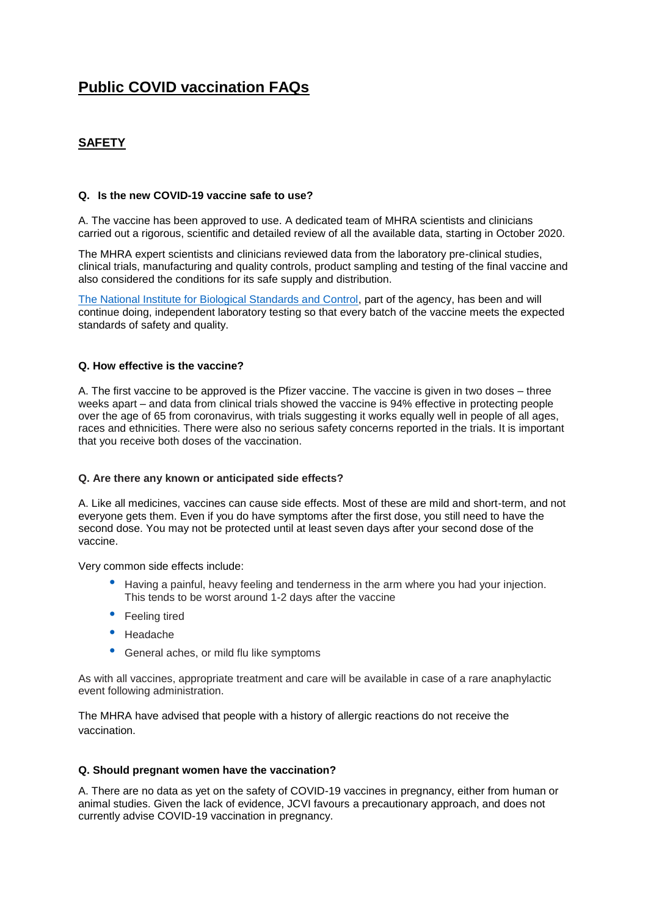# Public COVID vaccination FAQs

## SAFETY

### Q. Is the new COVID-19 vaccine safe to use?

A. The vaccine has been approved to use. A dedicated team of MHRA scientists and clinicians carried out a rigorous, scientific and detailed review of all the available data, starting in October 2020.

The MHRA expert scientists and clinicians reviewed data from the laboratory pre-clinical studies, clinical trials, manufacturing and quality controls, product sampling and testing of the final vaccine and also considered the conditions for its safe supply and distribution.

[The National Institute for Biological Standards and Control](), part of the agency, has been and will continue doing, independent laboratory testing so that every batch of the vaccine meets the expected standards of safety and quality.

### Q. How effective is the vaccine?

A. The first vaccine to be approved is the Pfizer vaccine. The vaccine is given in two doses – three weeks apart – and data from clinical trials showed the vaccine is 94% effective in protecting people over the age of 65 from coronavirus, with trials suggesting it works equally well in people of all ages, races and ethnicities. There were also no serious safety concerns reported in the trials. It is important that you receive both doses of the vaccination.

### Q. Are there any known or anticipated side effects?

A. Like all medicines, vaccines can cause side effects. Most of these are mild and short-term, and not everyone gets them. Even if you do have symptoms after the first dose, you still need to have the second dose. You may not be protected until at least seven days after your second dose of the vaccine.

Very common side effects include:

- Having a painful, heavy feeling and tenderness in the arm where you had your injection. This tends to be worst around 1-2 days after the vaccine
- Feeling tired
- Headache
- General aches, or mild flu like symptoms

As with all vaccines, appropriate treatment and care will be available in case of a rare anaphylactic event following administration.

The MHRA have advised that people with a history of allergic reactions do not receive the vaccination.

### Q. Should pregnant women have the vaccination?

A. There are no data as yet on the safety of COVID-19 vaccines in pregnancy, either from human or animal studies. Given the lack of evidence, JCVI favours a precautionary approach, and does not currently advise COVID-19 vaccination in pregnancy.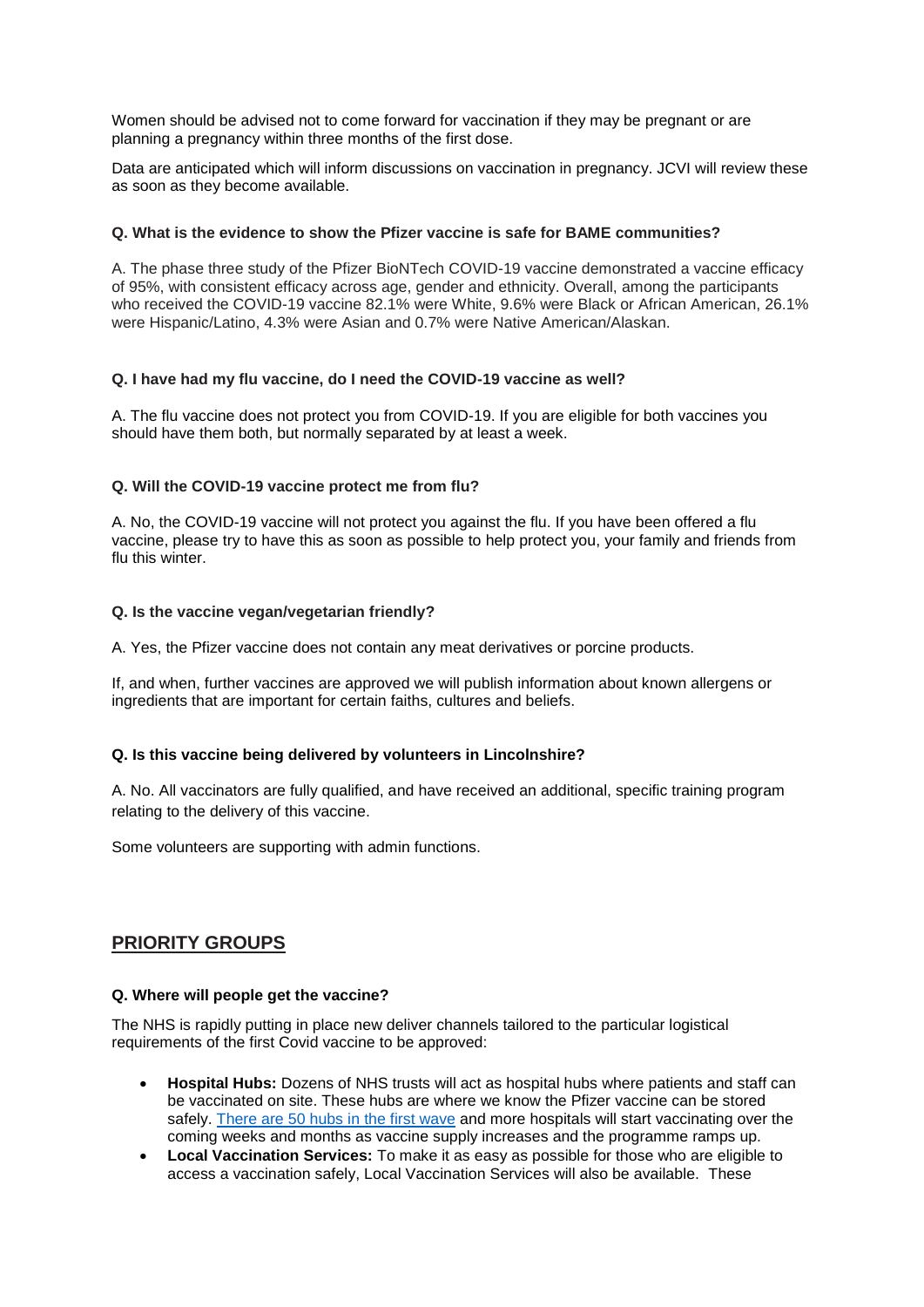Women should be advised not to come forward for vaccination if they may be pregnant or are planning a pregnancy within three months of the first dose.

Data are anticipated which will inform discussions on vaccination in pregnancy. JCVI will review these as soon as they become available.

**Q. What is the evidence to show the Pfizer vaccine is safe for BAME communities?**

A. The phase three study of the Pfizer BioNTech COVID-19 vaccine demonstrated a vaccine efficacy of 95%, with consistent efficacy across age, gender and ethnicity. Overall, among the participants who received the COVID-19 vaccine 82.1% were White, 9.6% were Black or African American, 26.1% were Hispanic/Latino, 4.3% were Asian and 0.7% were Native American/Alaskan.

**Q. I have had my flu vaccine, do I need the COVID-19 vaccine as well?**

A. The flu vaccine does not protect you from COVID-19. If you are eligible for both vaccines you should have them both, but normally separated by at least a week.

**Q. Will the COVID-19 vaccine protect me from flu?**

A. No, the COVID-19 vaccine will not protect you against the flu. If you have been offered a flu vaccine, please try to have this as soon as possible to help protect you, your family and friends from flu this winter.

**Q. Is the vaccine vegan/vegetarian friendly?**

A. Yes, the Pfizer vaccine does not contain any meat derivatives or porcine products.

If, and when, further vaccines are approved we will publish information about known allergens or ingredients that are important for certain faiths, cultures and beliefs.

**Q. Is this vaccine being delivered by volunteers in Lincolnshire?**

A. No. All vaccinators are fully qualified, and have received an additional, specific training program relating to the delivery of this vaccine.

Some volunteers are supporting with admin functions.

## PRIORITY GROUPS

**Q. Where will people get the vaccine?**

The NHS is rapidly putting in place new deliver channels tailored to the particular logistical requirements of the first Covid vaccine to be approved:

- **Hospital Hubs:** Dozens of NHS trusts will act as hospital hubs where patients and staff can be vaccinated on site. These hubs are where we know the Pfizer vaccine can be stored safely. There are 50 hubs in the first wave and more hospitals will start vaccinating over the coming weeks and months as vaccine supply increases and the programme ramps up.
- **Local Vaccination Services:** To make it as easy as possible for those who are eligible to access a vaccination safely, Local Vaccination Services will also be available. These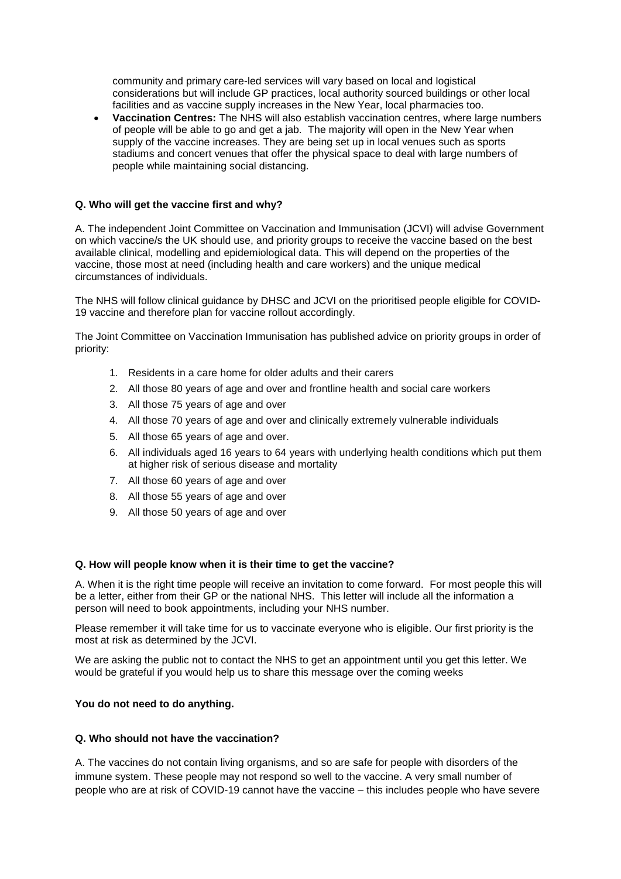community and primary care-led services will vary based on local and logistical considerations but will include GP practices, local authority sourced buildings or other local facilities and as vaccine supply increases in the New Year, local pharmacies too.

- **Vaccination Centres:** The NHS will also establish vaccination centres, where large numbers of people will be able to go and get a jab. The majority will open in the New Year when supply of the vaccine increases. They are being set up in local venues such as sports stadiums and concert venues that offer the physical space to deal with large numbers of people while maintaining social distancing.

**Q. Who will get the vaccine first and why?**

A. The independent Joint Committee on Vaccination and Immunisation (JCVI) will advise Government on which vaccine/s the UK should use, and priority groups to receive the vaccine based on the best available clinical, modelling and epidemiological data. This will depend on the properties of the vaccine, those most at need (including health and care workers) and the unique medical circumstances of individuals.

The NHS will follow clinical guidance by DHSC and JCVI on the prioritised people eligible for COVID-19 vaccine and therefore plan for vaccine rollout accordingly.

The Joint Committee on Vaccination Immunisation has published advice on priority groups in order of priority:

1. Residents in a care home for older adults and their carers
2. All those 80 years of age and over and frontline health and social care workers
3. All those 75 years of age and over
4. All those 70 years of age and over and clinically extremely vulnerable individuals
5. All those 65 years of age and over.
6. All individuals aged 16 years to 64 years with underlying health conditions which put them at higher risk of serious disease and mortality
7. All those 60 years of age and over
8. All those 55 years of age and over
9. All those 50 years of age and over

**Q. How will people know when it is their time to get the vaccine?**

A. When it is the right time people will receive an invitation to come forward. For most people this will be a letter, either from their GP or the national NHS. This letter will include all the information a person will need to book appointments, including your NHS number.

Please remember it will take time for us to vaccinate everyone who is eligible. Our first priority is the most at risk as determined by the JCVI.

We are asking the public not to contact the NHS to get an appointment until you get this letter. We would be grateful if you would help us to share this message over the coming weeks

**You do not need to do anything.**

**Q. Who should not have the vaccination?**

A. The vaccines do not contain living organisms, and so are safe for people with disorders of the immune system. These people may not respond so well to the vaccine. A very small number of people who are at risk of COVID-19 cannot have the vaccine – this includes people who have severe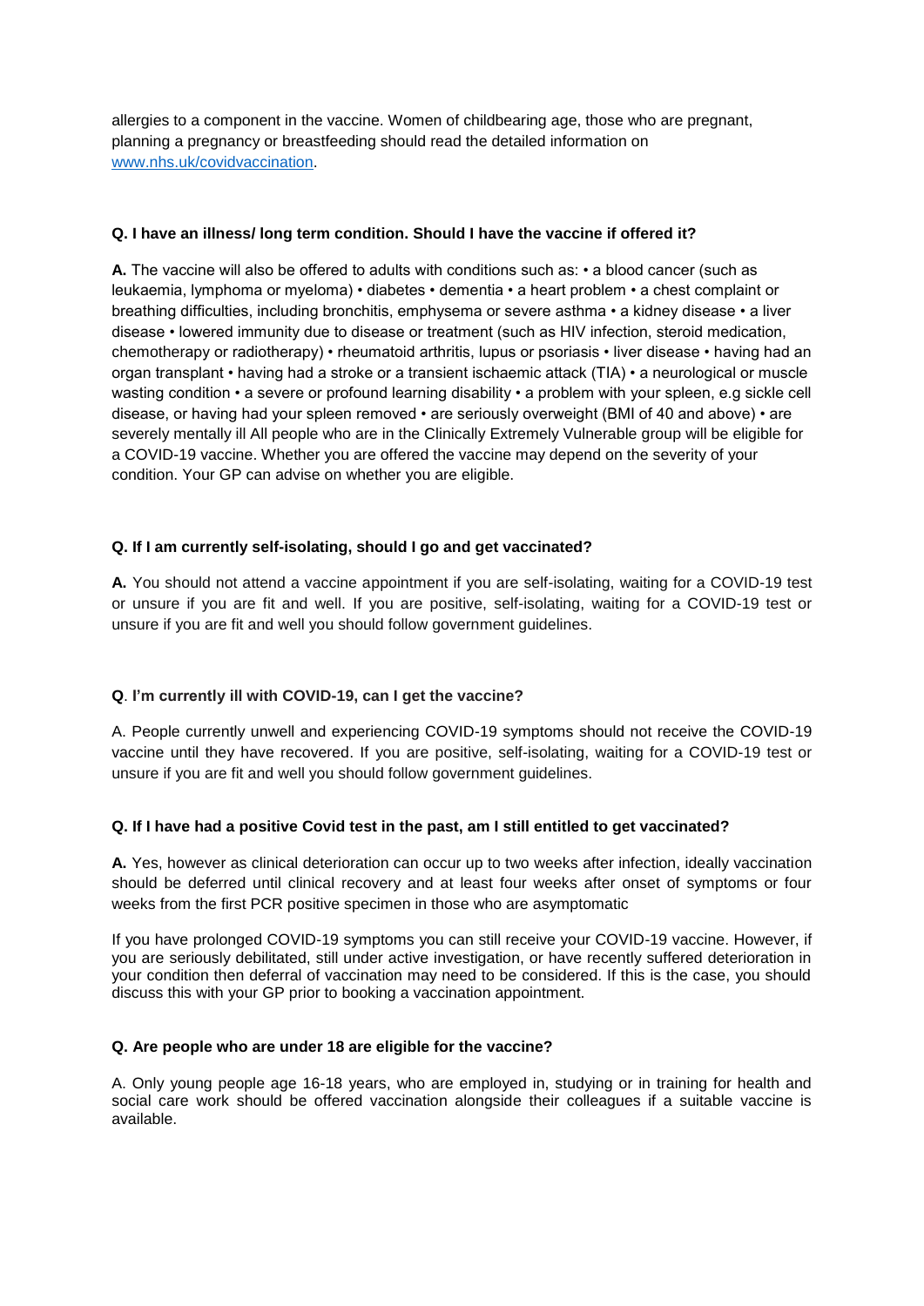allergies to a component in the vaccine. Women of childbearing age, those who are pregnant, planning a pregnancy or breastfeeding should read the detailed information on [www.nhs.uk/covidvaccination](http://www.nhs.uk/covidvaccination).

**Q. I have an illness/ long term condition. Should I have the vaccine if offered it?**

**A.** The vaccine will also be offered to adults with conditions such as: • a blood cancer (such as leukaemia, lymphoma or myeloma) • diabetes • dementia • a heart problem • a chest complaint or breathing difficulties, including bronchitis, emphysema or severe asthma • a kidney disease • a liver disease • lowered immunity due to disease or treatment (such as HIV infection, steroid medication, chemotherapy or radiotherapy) • rheumatoid arthritis, lupus or psoriasis • liver disease • having had an organ transplant • having had a stroke or a transient ischaemic attack (TIA) • a neurological or muscle wasting condition • a severe or profound learning disability • a problem with your spleen, e.g sickle cell disease, or having had your spleen removed • are seriously overweight (BMI of 40 and above) • are severely mentally ill All people who are in the Clinically Extremely Vulnerable group will be eligible for a COVID-19 vaccine. Whether you are offered the vaccine may depend on the severity of your condition. Your GP can advise on whether you are eligible.

**Q. If I am currently self-isolating, should I go and get vaccinated?**

**A.** You should not attend a vaccine appointment if you are self-isolating, waiting for a COVID-19 test or unsure if you are fit and well. If you are positive, self-isolating, waiting for a COVID-19 test or unsure if you are fit and well you should follow government guidelines.

**Q. I'm currently ill with COVID-19, can I get the vaccine?**

A. People currently unwell and experiencing COVID-19 symptoms should not receive the COVID-19 vaccine until they have recovered. If you are positive, self-isolating, waiting for a COVID-19 test or unsure if you are fit and well you should follow government guidelines.

**Q. If I have had a positive Covid test in the past, am I still entitled to get vaccinated?**

**A.** Yes, however as clinical deterioration can occur up to two weeks after infection, ideally vaccination should be deferred until clinical recovery and at least four weeks after onset of symptoms or four weeks from the first PCR positive specimen in those who are asymptomatic

If you have prolonged COVID-19 symptoms you can still receive your COVID-19 vaccine. However, if you are seriously debilitated, still under active investigation, or have recently suffered deterioration in your condition then deferral of vaccination may need to be considered. If this is the case, you should discuss this with your GP prior to booking a vaccination appointment.

**Q. Are people who are under 18 are eligible for the vaccine?**

A. Only young people age 16-18 years, who are employed in, studying or in training for health and social care work should be offered vaccination alongside their colleagues if a suitable vaccine is available.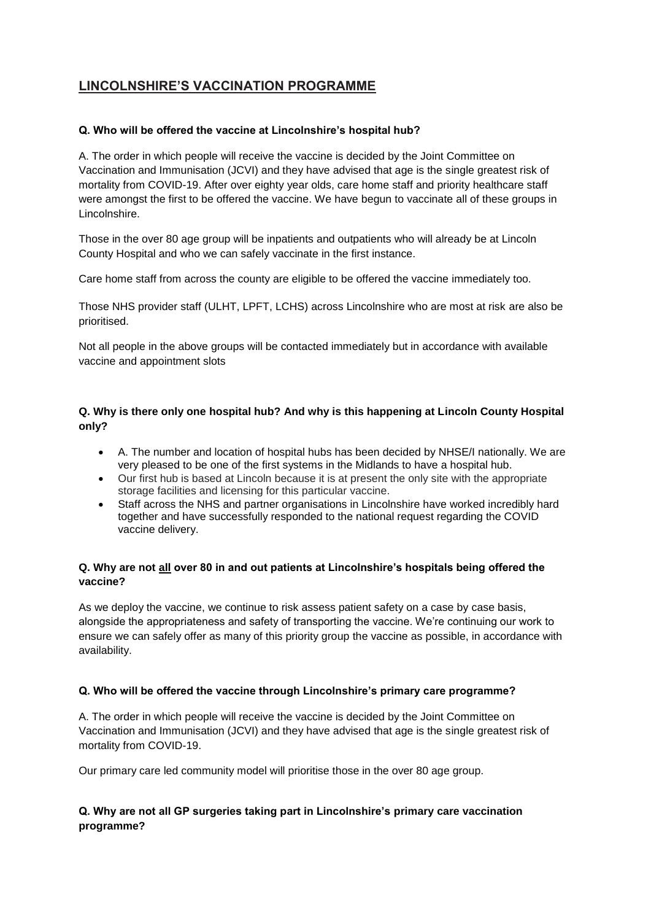# LINCOLNSHIRE'S VACCINATION PROGRAMME

**Q. Who will be offered the vaccine at Lincolnshire's hospital hub?**

A. The order in which people will receive the vaccine is decided by the Joint Committee on Vaccination and Immunisation (JCVI) and they have advised that age is the single greatest risk of mortality from COVID-19. After over eighty year olds, care home staff and priority healthcare staff were amongst the first to be offered the vaccine. We have begun to vaccinate all of these groups in Lincolnshire.

Those in the over 80 age group will be inpatients and outpatients who will already be at Lincoln County Hospital and who we can safely vaccinate in the first instance.

Care home staff from across the county are eligible to be offered the vaccine immediately too.

Those NHS provider staff (ULHT, LPFT, LCHS) across Lincolnshire who are most at risk are also be prioritised.

Not all people in the above groups will be contacted immediately but in accordance with available vaccine and appointment slots

**Q. Why is there only one hospital hub? And why is this happening at Lincoln County Hospital only?**

- A. The number and location of hospital hubs has been decided by NHSE/I nationally. We are very pleased to be one of the first systems in the Midlands to have a hospital hub.
- Our first hub is based at Lincoln because it is at present the only site with the appropriate storage facilities and licensing for this particular vaccine.
- Staff across the NHS and partner organisations in Lincolnshire have worked incredibly hard together and have successfully responded to the national request regarding the COVID vaccine delivery.

**Q. Why are not <u>all</u> over 80 in and out patients at Lincolnshire's hospitals being offered the vaccine?**

As we deploy the vaccine, we continue to risk assess patient safety on a case by case basis, alongside the appropriateness and safety of transporting the vaccine. We're continuing our work to ensure we can safely offer as many of this priority group the vaccine as possible, in accordance with availability.

**Q. Who will be offered the vaccine through Lincolnshire's primary care programme?**

A. The order in which people will receive the vaccine is decided by the Joint Committee on Vaccination and Immunisation (JCVI) and they have advised that age is the single greatest risk of mortality from COVID-19.

Our primary care led community model will prioritise those in the over 80 age group.

**Q. Why are not all GP surgeries taking part in Lincolnshire's primary care vaccination programme?**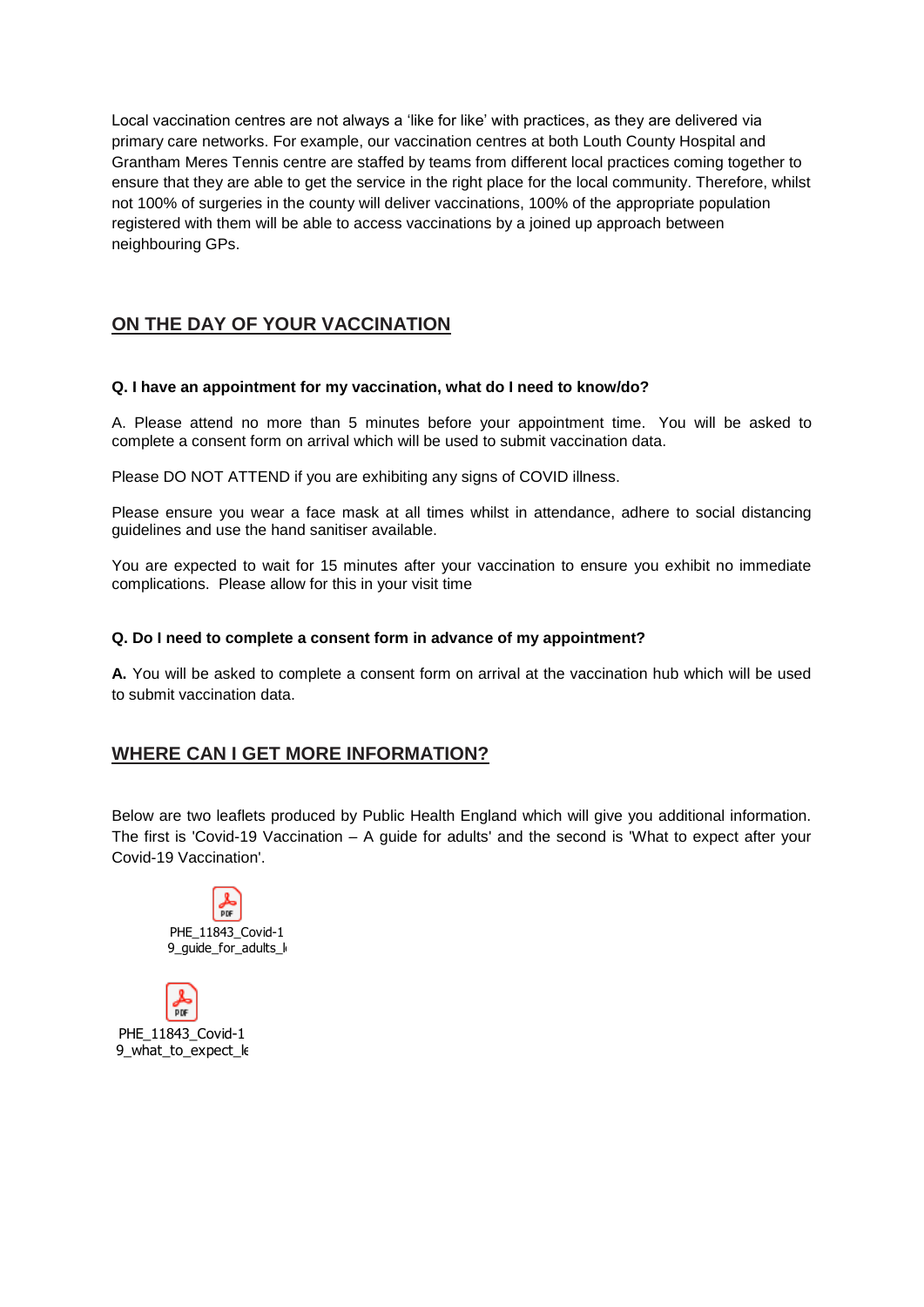Local vaccination centres are not always a 'like for like' with practices, as they are delivered via primary care networks. For example, our vaccination centres at both Louth County Hospital and Grantham Meres Tennis centre are staffed by teams from different local practices coming together to ensure that they are able to get the service in the right place for the local community. Therefore, whilst not 100% of surgeries in the county will deliver vaccinations, 100% of the appropriate population registered with them will be able to access vaccinations by a joined up approach between neighbouring GPs.

## ON THE DAY OF YOUR VACCINATION

**Q. I have an appointment for my vaccination, what do I need to know/do?**

A. Please attend no more than 5 minutes before your appointment time. You will be asked to complete a consent form on arrival which will be used to submit vaccination data.

Please DO NOT ATTEND if you are exhibiting any signs of COVID illness.

Please ensure you wear a face mask at all times whilst in attendance, adhere to social distancing guidelines and use the hand sanitiser available.

You are expected to wait for 15 minutes after your vaccination to ensure you exhibit no immediate complications. Please allow for this in your visit time

**Q. Do I need to complete a consent form in advance of my appointment?**

**A.** You will be asked to complete a consent form on arrival at the vaccination hub which will be used to submit vaccination data.

## WHERE CAN I GET MORE INFORMATION?

Below are two leaflets produced by Public Health England which will give you additional information. The first is 'Covid-19 Vaccination – A guide for adults' and the second is 'What to expect after your Covid-19 Vaccination'.

PHE_11843_Covid-19_guide_for_adults_l

PHE_11843_Covid-19_what_to_expect_le